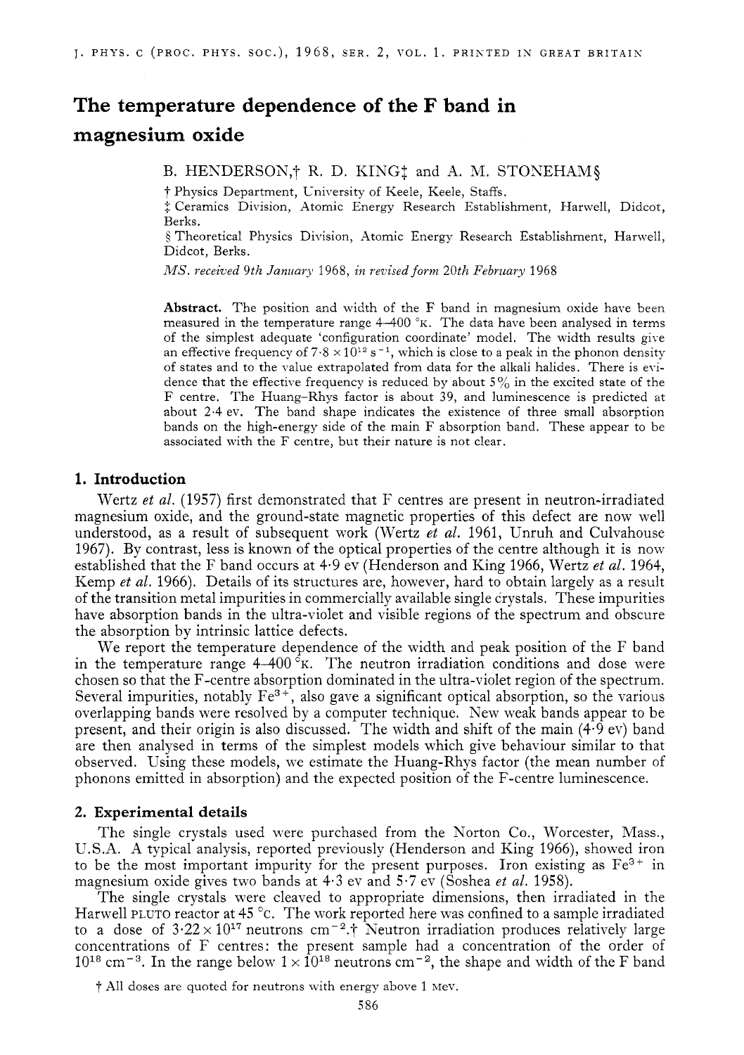# The temperature dependence of the F band in magnesium oxide

B. HENDERSON,† R. D. KING‡ and A. M. STONEHAM§

† Physics Department, University of Keele, Keele, Staffs.

‡ Ceramics Division, Atomic Energy Research Establishment, Harwell, Didcot, Berks.

§ Theoretical Physics Division, Atomic Energy Research Establishment, Harwell, Didcot, Berks.

*MS. received 9th January 1968, in revised form 20th February 1968*

**Abstract.** The position and width of the F band in magnesium oxide have been measured in the temperature range 4–400 °K. The data have been analysed in terms of the simplest adequate 'configuration coordinate' model. The width results give an effective frequency of $7 \cdot 8 \times 10^{12}$ s$^{-1}$, which is close to a peak in the phonon density of states and to the value extrapolated from data for the alkali halides. There is evidence that the effective frequency is reduced by about 5% in the excited state of the F centre. The Huang–Rhys factor is about 39, and luminescence is predicted at about 2·4 ev. The band shape indicates the existence of three small absorption bands on the high-energy side of the main F absorption band. These appear to be associated with the F centre, but their nature is not clear.

## 1. Introduction

Wertz *et al.* (1957) first demonstrated that F centres are present in neutron-irradiated magnesium oxide, and the ground-state magnetic properties of this defect are now well understood, as a result of subsequent work (Wertz *et al.* 1961, Unruh and Culvahouse 1967). By contrast, less is known of the optical properties of the centre although it is now established that the F band occurs at 4·9 ev (Henderson and King 1966, Wertz *et al.* 1964, Kemp *et al.* 1966). Details of its structures are, however, hard to obtain largely as a result of the transition metal impurities in commercially available single crystals. These impurities have absorption bands in the ultra-violet and visible regions of the spectrum and obscure the absorption by intrinsic lattice defects.

We report the temperature dependence of the width and peak position of the F band in the temperature range 4–400 °K. The neutron irradiation conditions and dose were chosen so that the F-centre absorption dominated in the ultra-violet region of the spectrum. Several impurities, notably $Fe^{3+}$, also gave a significant optical absorption, so the various overlapping bands were resolved by a computer technique. New weak bands appear to be present, and their origin is also discussed. The width and shift of the main (4·9 ev) band are then analysed in terms of the simplest models which give behaviour similar to that observed. Using these models, we estimate the Huang–Rhys factor (the mean number of phonons emitted in absorption) and the expected position of the F-centre luminescence.

## 2. Experimental details

The single crystals used were purchased from the Norton Co., Worcester, Mass., U.S.A. A typical analysis, reported previously (Henderson and King 1966), showed iron to be the most important impurity for the present purposes. Iron existing as $Fe^{3+}$ in magnesium oxide gives two bands at 4·3 ev and 5·7 ev (Soshea *et al.* 1958).

The single crystals were cleaved to appropriate dimensions, then irradiated in the Harwell PLUTO reactor at 45 °C. The work reported here was confined to a sample irradiated to a dose of $3 \cdot 22 \times 10^{17}$ neutrons cm$^{-2}$.† Neutron irradiation produces relatively large concentrations of F centres: the present sample had a concentration of the order of $10^{18}$ cm$^{-3}$. In the range below $1 \times 10^{18}$ neutrons cm$^{-2}$, the shape and width of the F band

† All doses are quoted for neutrons with energy above 1 MeV.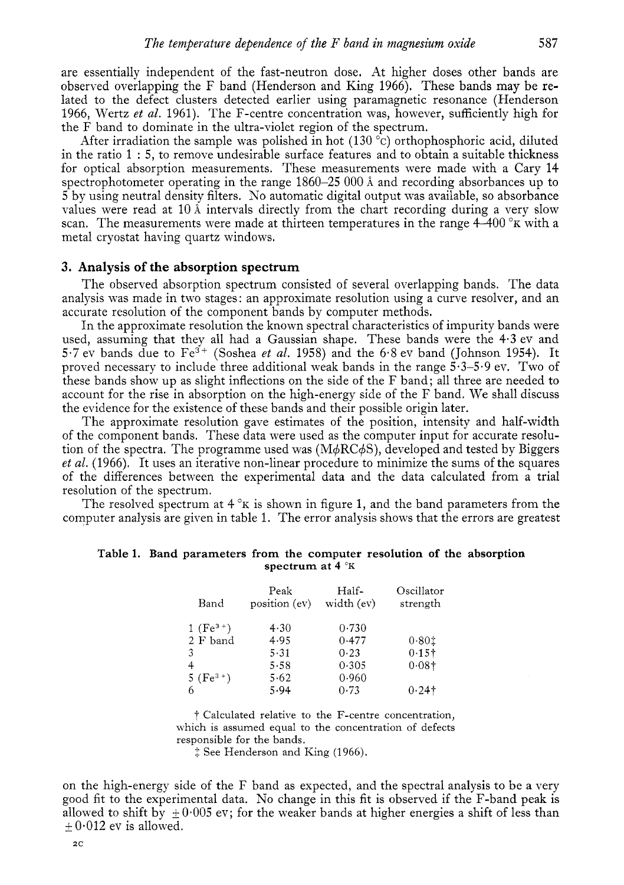are essentially independent of the fast-neutron dose. At higher doses other bands are observed overlapping the F band (Henderson and King 1966). These bands may be related to the defect clusters detected earlier using paramagnetic resonance (Henderson 1966, Wertz *et al.* 1961). The F-centre concentration was, however, sufficiently high for the F band to dominate in the ultra-violet region of the spectrum.

After irradiation the sample was polished in hot (130 °c) orthophosphoric acid, diluted in the ratio 1 : 5, to remove undesirable surface features and to obtain a suitable thickness for optical absorption measurements. These measurements were made with a Cary 14 spectrophotometer operating in the range 1860–25 000 Å and recording absorbances up to 5 by using neutral density filters. No automatic digital output was available, so absorbance values were read at 10 Å intervals directly from the chart recording during a very slow scan. The measurements were made at thirteen temperatures in the range 4–400 °K with a metal cryostat having quartz windows.

## 3. Analysis of the absorption spectrum

The observed absorption spectrum consisted of several overlapping bands. The data analysis was made in two stages: an approximate resolution using a curve resolver, and an accurate resolution of the component bands by computer methods.

In the approximate resolution the known spectral characteristics of impurity bands were used, assuming that they all had a Gaussian shape. These bands were the 4·3 ev and 5·7 ev bands due to $Fe^{3+}$ (Soshea *et al.* 1958) and the 6·8 ev band (Johnson 1954). It proved necessary to include three additional weak bands in the range 5·3–5·9 ev. Two of these bands show up as slight inflections on the side of the F band; all three are needed to account for the rise in absorption on the high-energy side of the F band. We shall discuss the evidence for the existence of these bands and their possible origin later.

The approximate resolution gave estimates of the position, intensity and half-width of the component bands. These data were used as the computer input for accurate resolution of the spectra. The programme used was (MφRCφS), developed and tested by Biggers *et al.* (1966). It uses an iterative non-linear procedure to minimize the sums of the squares of the differences between the experimental data and the data calculated from a trial resolution of the spectrum.

The resolved spectrum at 4 °K is shown in figure 1, and the band parameters from the computer analysis are given in table 1. The error analysis shows that the errors are greatest

**Table 1. Band parameters from the computer resolution of the absorption spectrum at 4 °K**

| Band | Peak position (ev) | Half-width (ev) | Oscillator strength |
|---|---|---|---|
| 1 ($Fe^{3+}$) | 4·30 | 0·730 | |
| 2 F band | 4·95 | 0·477 | 0·80‡ |
| 3 | 5·31 | 0·23 | 0·15† |
| 4 | 5·58 | 0·305 | 0·08† |
| 5 ($Fe^{3+}$) | 5·62 | 0·960 | |
| 6 | 5·94 | 0·73 | 0·24† |

† Calculated relative to the F-centre concentration, which is assumed equal to the concentration of defects responsible for the bands.

‡ See Henderson and King (1966).

on the high-energy side of the F band as expected, and the spectral analysis to be a very good fit to the experimental data. No change in this fit is observed if the F-band peak is allowed to shift by ±0·005 ev; for the weaker bands at higher energies a shift of less than ±0·012 ev is allowed.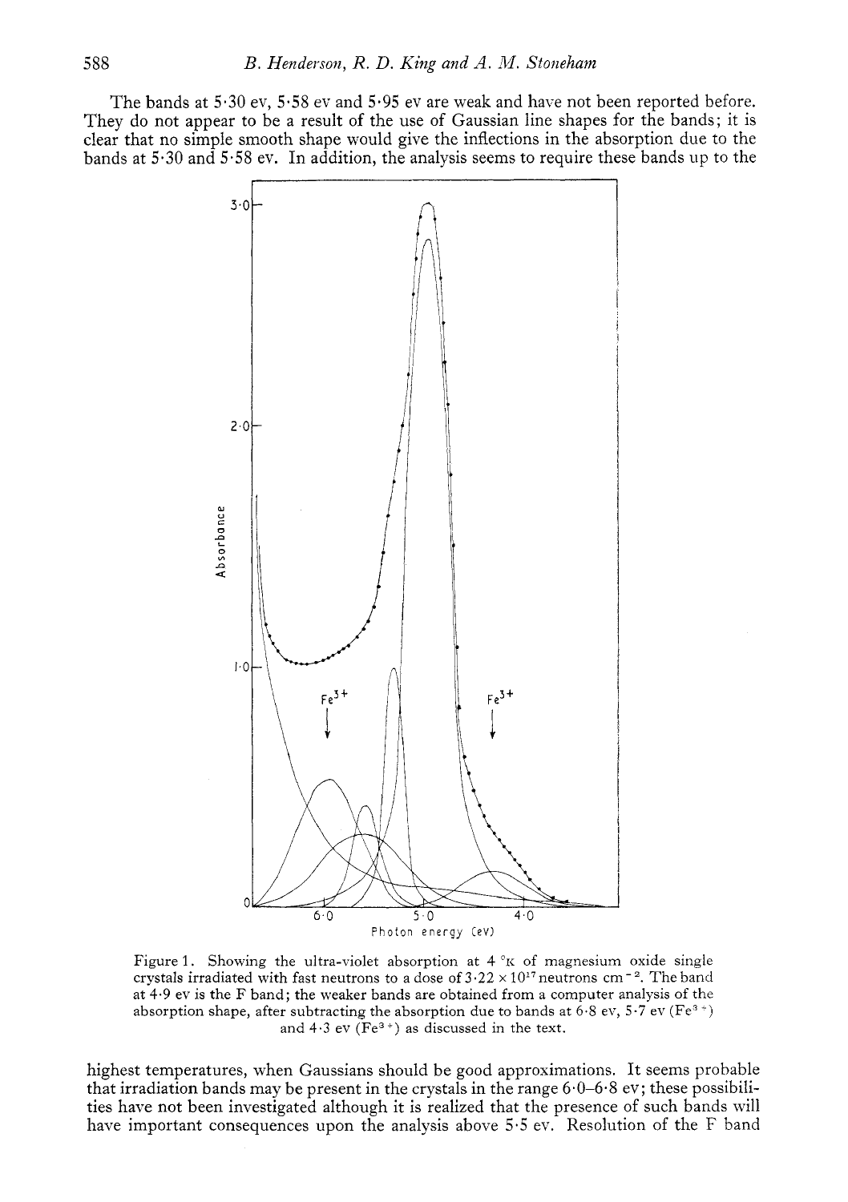The bands at 5·30 ev, 5·58 ev and 5·95 ev are weak and have not been reported before. They do not appear to be a result of the use of Gaussian line shapes for the bands; it is clear that no simple smooth shape would give the inflections in the absorption due to the bands at 5·30 and 5·58 ev. In addition, the analysis seems to require these bands up to the

Figure 1. Showing the ultra-violet absorption at 4 °K of magnesium oxide single crystals irradiated with fast neutrons to a dose of $3 \cdot 22 \times 10^{17}$ neutrons $cm^{-2}$. The band at 4·9 ev is the F band; the weaker bands are obtained from a computer analysis of the absorption shape, after subtracting the absorption due to bands at 6·8 ev, 5·7 ev ($Fe^{3+}$) and 4·3 ev ($Fe^{3+}$) as discussed in the text.

highest temperatures, when Gaussians should be good approximations. It seems probable that irradiation bands may be present in the crystals in the range 6·0–6·8 ev; these possibilities have not been investigated although it is realized that the presence of such bands will have important consequences upon the analysis above 5·5 ev. Resolution of the F band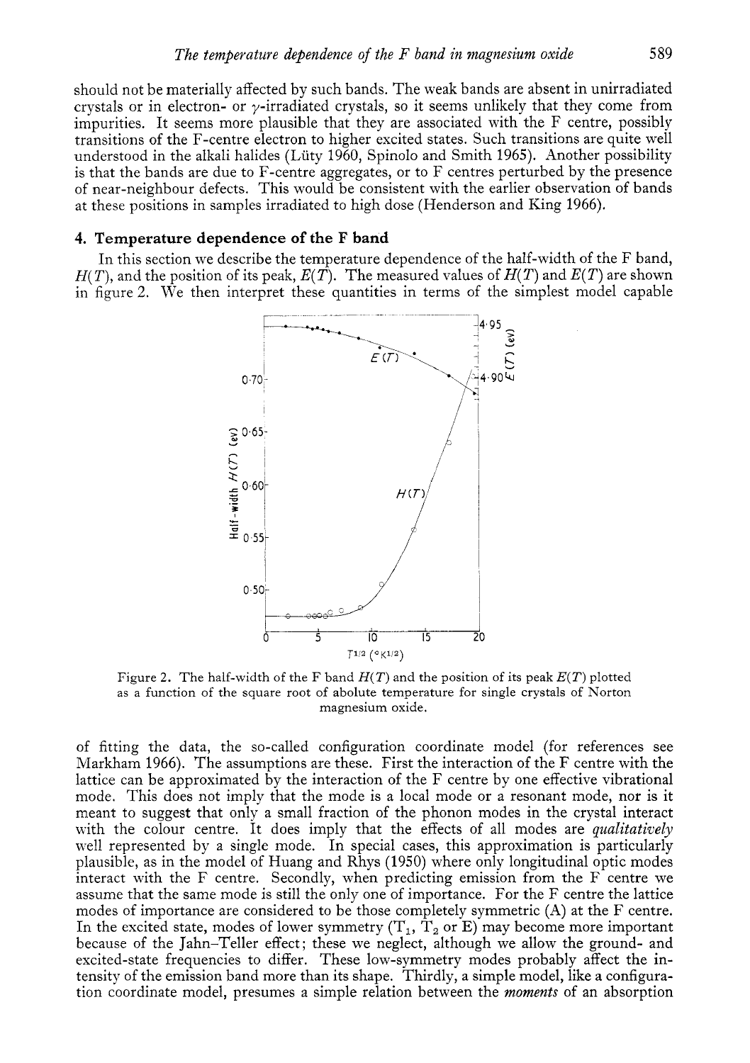should not be materially affected by such bands. The weak bands are absent in unirradiated crystals or in electron- or $\gamma$-irradiated crystals, so it seems unlikely that they come from impurities. It seems more plausible that they are associated with the F centre, possibly transitions of the F-centre electron to higher excited states. Such transitions are quite well understood in the alkali halides (Lüty 1960, Spinolo and Smith 1965). Another possibility is that the bands are due to F-centre aggregates, or to F centres perturbed by the presence of near-neighbour defects. This would be consistent with the earlier observation of bands at these positions in samples irradiated to high dose (Henderson and King 1966).

## 4. Temperature dependence of the F band

In this section we describe the temperature dependence of the half-width of the F band, $H(T)$, and the position of its peak, $E(T)$. The measured values of $H(T)$ and $E(T)$ are shown in figure 2. We then interpret these quantities in terms of the simplest model capable

Figure 2. The half-width of the F band $H(T)$ and the position of its peak $E(T)$ plotted as a function of the square root of abolute temperature for single crystals of Norton magnesium oxide.

of fitting the data, the so-called configuration coordinate model (for references see Markham 1966). The assumptions are these. First the interaction of the F centre with the lattice can be approximated by the interaction of the F centre by one effective vibrational mode. This does not imply that the mode is a local mode or a resonant mode, nor is it meant to suggest that only a small fraction of the phonon modes in the crystal interact with the colour centre. It does imply that the effects of all modes are *qualitatively* well represented by a single mode. In special cases, this approximation is particularly plausible, as in the model of Huang and Rhys (1950) where only longitudinal optic modes interact with the F centre. Secondly, when predicting emission from the F centre we assume that the same mode is still the only one of importance. For the F centre the lattice modes of importance are considered to be those completely symmetric (A) at the F centre. In the excited state, modes of lower symmetry ($T_1$, $T_2$ or E) may become more important because of the Jahn–Teller effect; these we neglect, although we allow the ground- and excited-state frequencies to differ. These low-symmetry modes probably affect the intensity of the emission band more than its shape. Thirdly, a simple model, like a configuration coordinate model, presumes a simple relation between the *moments* of an absorption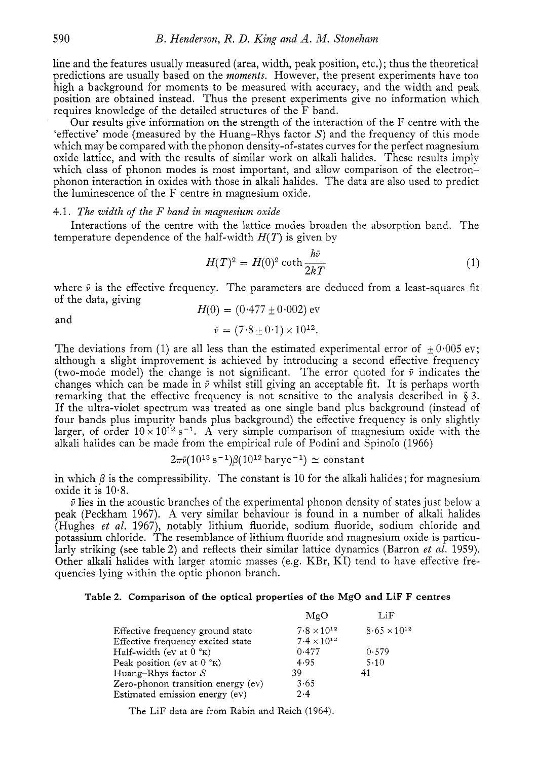line and the features usually measured (area, width, peak position, etc.); thus the theoretical predictions are usually based on the *moments*. However, the present experiments have too high a background for moments to be measured with accuracy, and the width and peak position are obtained instead. Thus the present experiments give no information which requires knowledge of the detailed structures of the F band.

Our results give information on the strength of the interaction of the F centre with the 'effective' mode (measured by the Huang–Rhys factor $S$) and the frequency of this mode which may be compared with the phonon density-of-states curves for the perfect magnesium oxide lattice, and with the results of similar work on alkali halides. These results imply which class of phonon modes is most important, and allow comparison of the electron–phonon interaction in oxides with those in alkali halides. The data are also used to predict the luminescence of the F centre in magnesium oxide.

### 4.1. *The width of the F band in magnesium oxide*

Interactions of the centre with the lattice modes broaden the absorption band. The temperature dependence of the half-width $H(T)$ is given by

$$H(T)^2 = H(0)^2 \coth \frac{h\bar{\nu}}{2kT} \tag{1}$$

where $\bar{\nu}$ is the effective frequency. The parameters are deduced from a least-squares fit of the data, giving

$$H(0) = (0{\cdot}477 \pm 0{\cdot}002) \text{ ev}$$

and

$$\bar{\nu} = (7{\cdot}8 \pm 0{\cdot}1) \times 10^{12}.$$

The deviations from (1) are all less than the estimated experimental error of $\pm 0{\cdot}005$ ev; although a slight improvement is achieved by introducing a second effective frequency (two-mode model) the change is not significant. The error quoted for $\bar{\nu}$ indicates the changes which can be made in $\bar{\nu}$ whilst still giving an acceptable fit. It is perhaps worth remarking that the effective frequency is not sensitive to the analysis described in § 3. If the ultra-violet spectrum was treated as one single band plus background (instead of four bands plus impurity bands plus background) the effective frequency is only slightly larger, of order $10 \times 10^{12}$ s$^{-1}$. A very simple comparison of magnesium oxide with the alkali halides can be made from the empirical rule of Podini and Spinolo (1966)

$$2\pi\bar{\nu}(10^{13}\,\text{s}^{-1})\beta(10^{12}\,\text{barye}^{-1}) \simeq \text{constant}$$

in which $\beta$ is the compressibility. The constant is 10 for the alkali halides; for magnesium oxide it is 10·8.

$\bar{\nu}$ lies in the acoustic branches of the experimental phonon density of states just below a peak (Peckham 1967). A very similar behaviour is found in a number of alkali halides (Hughes *et al.* 1967), notably lithium fluoride, sodium fluoride, sodium chloride and potassium chloride. The resemblance of lithium fluoride and magnesium oxide is particularly striking (see table 2) and reflects their similar lattice dynamics (Barron *et al.* 1959). Other alkali halides with larger atomic masses (e.g. KBr, KI) tend to have effective frequencies lying within the optic phonon branch.

**Table 2. Comparison of the optical properties of the MgO and LiF F centres**

| | MgO | LiF |
|---|---|---|
| Effective frequency ground state | $7{\cdot}8 \times 10^{12}$ | $8{\cdot}65 \times 10^{12}$ |
| Effective frequency excited state | $7{\cdot}4 \times 10^{12}$ | |
| Half-width (ev at 0 °K) | 0·477 | 0·579 |
| Peak position (ev at 0 °K) | 4·95 | 5·10 |
| Huang–Rhys factor $S$ | 39 | 41 |
| Zero-phonon transition energy (ev) | 3·65 | |
| Estimated emission energy (ev) | 2·4 | |

The LiF data are from Rabin and Reich (1964).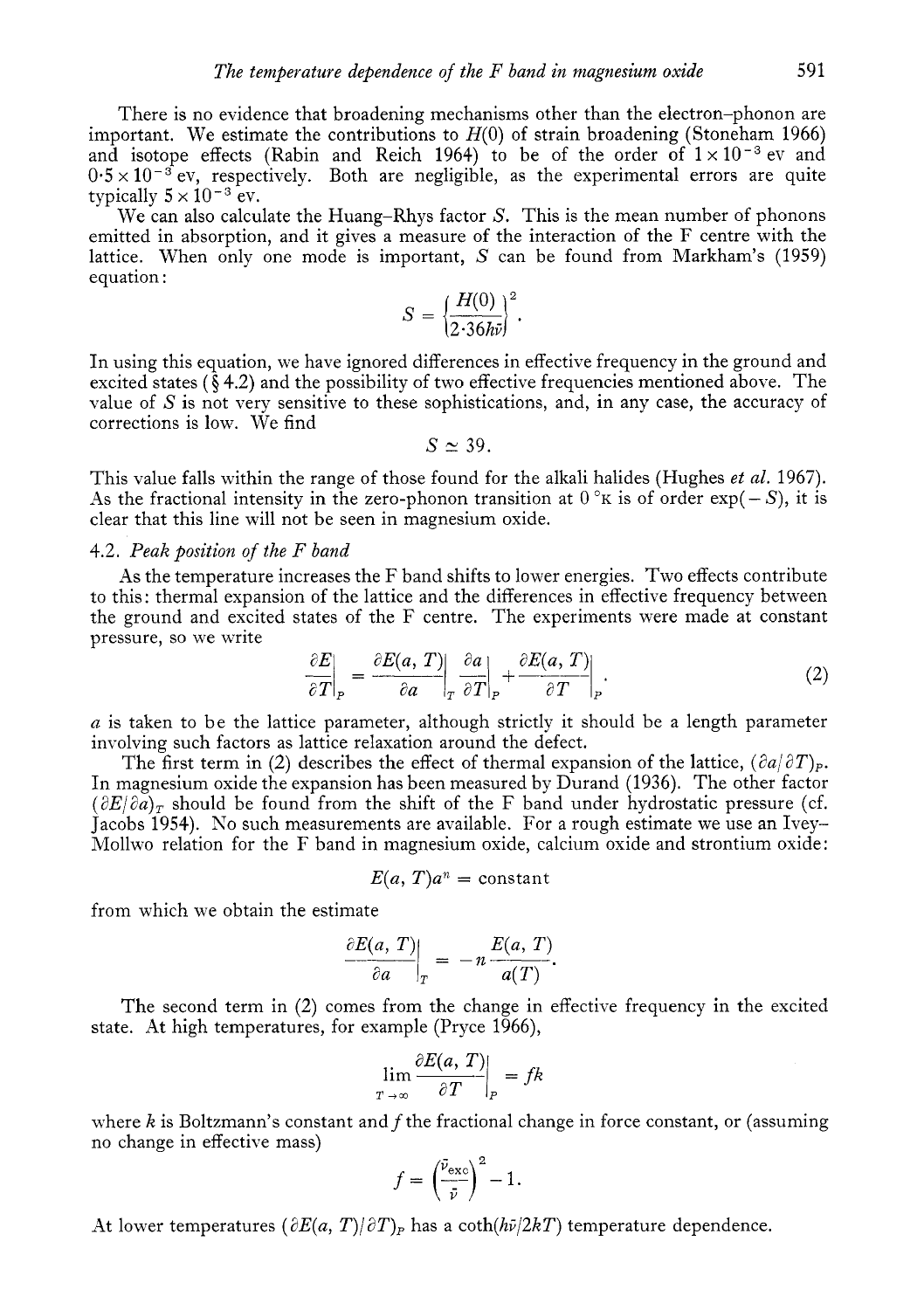There is no evidence that broadening mechanisms other than the electron–phonon are important. We estimate the contributions to $H(0)$ of strain broadening (Stoneham 1966) and isotope effects (Rabin and Reich 1964) to be of the order of $1 \times 10^{-3}$ ev and $0{\cdot}5 \times 10^{-3}$ ev, respectively. Both are negligible, as the experimental errors are quite typically $5 \times 10^{-3}$ ev.

We can also calculate the Huang–Rhys factor $S$. This is the mean number of phonons emitted in absorption, and it gives a measure of the interaction of the F centre with the lattice. When only one mode is important, $S$ can be found from Markham's (1959) equation:

$$S = \left\{\frac{H(0)}{2{\cdot}36h\bar{\nu}}\right\}^2.$$

In using this equation, we have ignored differences in effective frequency in the ground and excited states (§ 4.2) and the possibility of two effective frequencies mentioned above. The value of $S$ is not very sensitive to these sophistications, and, in any case, the accuracy of corrections is low. We find

$$S \simeq 39.$$

This value falls within the range of those found for the alkali halides (Hughes *et al.* 1967). As the fractional intensity in the zero-phonon transition at 0 °K is of order $\exp(-S)$, it is clear that this line will not be seen in magnesium oxide.

### 4.2. *Peak position of the F band*

As the temperature increases the F band shifts to lower energies. Two effects contribute to this: thermal expansion of the lattice and the differences in effective frequency between the ground and excited states of the F centre. The experiments were made at constant pressure, so we write

$$\left.\frac{\partial E}{\partial T}\right|_P = \left.\frac{\partial E(a, T)}{\partial a}\right|_T \left.\frac{\partial a}{\partial T}\right|_P + \left.\frac{\partial E(a, T)}{\partial T}\right|_P. \tag{2}$$

$a$ is taken to be the lattice parameter, although strictly it should be a length parameter involving such factors as lattice relaxation around the defect.

The first term in (2) describes the effect of thermal expansion of the lattice, $(\partial a/\partial T)_P$. In magnesium oxide the expansion has been measured by Durand (1936). The other factor $(\partial E/\partial a)_T$ should be found from the shift of the F band under hydrostatic pressure (cf. Jacobs 1954). No such measurements are available. For a rough estimate we use an Ivey–Mollwo relation for the F band in magnesium oxide, calcium oxide and strontium oxide:

$$E(a, T)a^n = \text{constant}$$

from which we obtain the estimate

$$\left.\frac{\partial E(a, T)}{\partial a}\right|_T = -n\frac{E(a, T)}{a(T)}.$$

The second term in (2) comes from the change in effective frequency in the excited state. At high temperatures, for example (Pryce 1966),

$$\lim_{T \to \infty} \left.\frac{\partial E(a, T)}{\partial T}\right|_P = fk$$

where $k$ is Boltzmann's constant and $f$ the fractional change in force constant, or (assuming no change in effective mass)

$$f = \left(\frac{\bar{\nu}_{\text{exc}}}{\bar{\nu}}\right)^2 - 1.$$

At lower temperatures $(\partial E(a, T)/\partial T)_P$ has a $\coth(h\bar{\nu}/2kT)$ temperature dependence.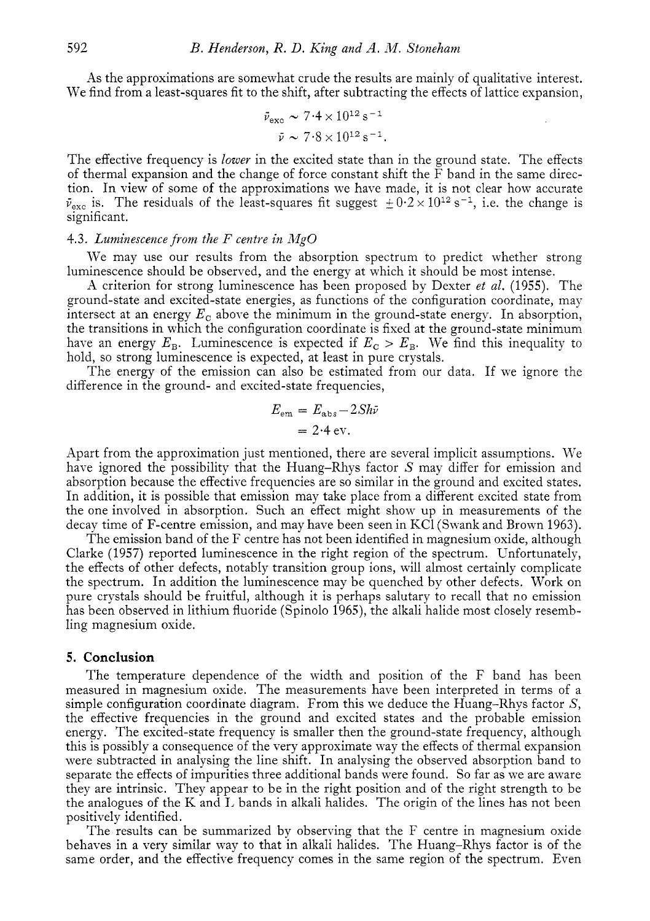As the approximations are somewhat crude the results are mainly of qualitative interest. We find from a least-squares fit to the shift, after subtracting the effects of lattice expansion,

$$\bar{\nu}_{\text{exc}} \sim 7{\cdot}4 \times 10^{12}\,\text{s}^{-1}$$
$$\bar{\nu} \sim 7{\cdot}8 \times 10^{12}\,\text{s}^{-1}.$$

The effective frequency is *lower* in the excited state than in the ground state. The effects of thermal expansion and the change of force constant shift the F band in the same direction. In view of some of the approximations we have made, it is not clear how accurate $\bar{\nu}_{\text{exc}}$ is. The residuals of the least-squares fit suggest $\pm 0{\cdot}2 \times 10^{12}\,\text{s}^{-1}$, i.e. the change is significant.

### 4.3. *Luminescence from the F centre in MgO*

We may use our results from the absorption spectrum to predict whether strong luminescence should be observed, and the energy at which it should be most intense.

A criterion for strong luminescence has been proposed by Dexter *et al.* (1955). The ground-state and excited-state energies, as functions of the configuration coordinate, may intersect at an energy $E_C$ above the minimum in the ground-state energy. In absorption, the transitions in which the configuration coordinate is fixed at the ground-state minimum have an energy $E_B$. Luminescence is expected if $E_C > E_B$. We find this inequality to hold, so strong luminescence is expected, at least in pure crystals.

The energy of the emission can also be estimated from our data. If we ignore the difference in the ground- and excited-state frequencies,

$$E_{\text{em}} = E_{\text{abs}} - 2Sh\bar{\nu}$$
$$= 2{\cdot}4\ \text{ev}.$$

Apart from the approximation just mentioned, there are several implicit assumptions. We have ignored the possibility that the Huang–Rhys factor $S$ may differ for emission and absorption because the effective frequencies are so similar in the ground and excited states. In addition, it is possible that emission may take place from a different excited state from the one involved in absorption. Such an effect might show up in measurements of the decay time of F-centre emission, and may have been seen in KCl (Swank and Brown 1963).

The emission band of the F centre has not been identified in magnesium oxide, although Clarke (1957) reported luminescence in the right region of the spectrum. Unfortunately, the effects of other defects, notably transition group ions, will almost certainly complicate the spectrum. In addition the luminescence may be quenched by other defects. Work on pure crystals should be fruitful, although it is perhaps salutary to recall that no emission has been observed in lithium fluoride (Spinolo 1965), the alkali halide most closely resembling magnesium oxide.

## 5. Conclusion

The temperature dependence of the width and position of the F band has been measured in magnesium oxide. The measurements have been interpreted in terms of a simple configuration coordinate diagram. From this we deduce the Huang–Rhys factor $S$, the effective frequencies in the ground and excited states and the probable emission energy. The excited-state frequency is smaller then the ground-state frequency, although this is possibly a consequence of the very approximate way the effects of thermal expansion were subtracted in analysing the line shift. In analysing the observed absorption band to separate the effects of impurities three additional bands were found. So far as we are aware they are intrinsic. They appear to be in the right position and of the right strength to be the analogues of the K and L bands in alkali halides. The origin of the lines has not been positively identified.

The results can be summarized by observing that the F centre in magnesium oxide behaves in a very similar way to that in alkali halides. The Huang–Rhys factor is of the same order, and the effective frequency comes in the same region of the spectrum. Even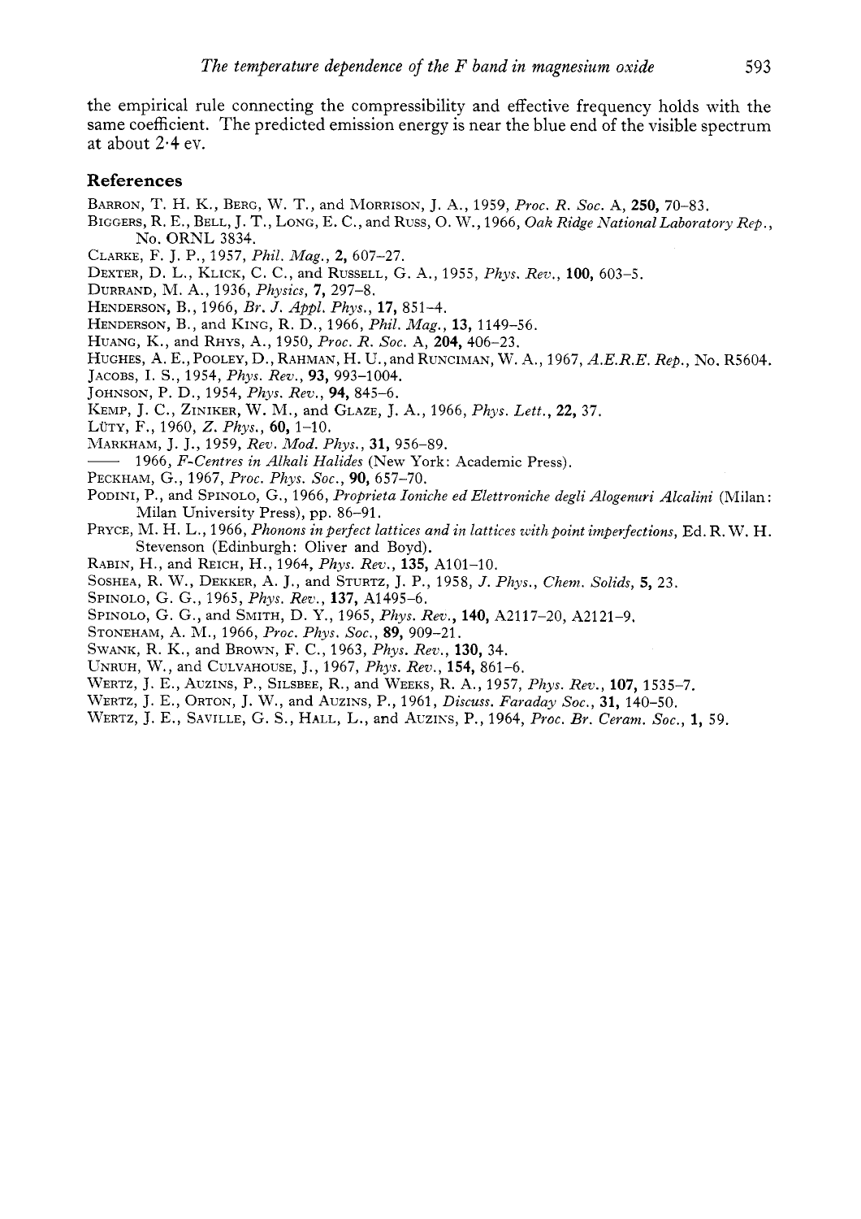the empirical rule connecting the compressibility and effective frequency holds with the same coefficient. The predicted emission energy is near the blue end of the visible spectrum at about 2·4 ev.

## References

Barron, T. H. K., Berg, W. T., and Morrison, J. A., 1959, *Proc. R. Soc. A*, **250**, 70–83.

Biggers, R. E., Bell, J. T., Long, E. C., and Russ, O. W., 1966, *Oak Ridge National Laboratory Rep.*, No. ORNL 3834.

Clarke, F. J. P., 1957, *Phil. Mag.*, **2**, 607–27.

Dexter, D. L., Klick, C. C., and Russell, G. A., 1955, *Phys. Rev.*, **100**, 603–5.

Durrand, M. A., 1936, *Physics*, **7**, 297–8.

Henderson, B., 1966, *Br. J. Appl. Phys.*, **17**, 851–4.

Henderson, B., and King, R. D., 1966, *Phil. Mag.*, **13**, 1149–56.

Huang, K., and Rhys, A., 1950, *Proc. R. Soc. A*, **204**, 406–23.

Hughes, A. E., Pooley, D., Rahman, H. U., and Runciman, W. A., 1967, *A.E.R.E. Rep.*, No. R5604.

Jacobs, I. S., 1954, *Phys. Rev.*, **93**, 993–1004.

Johnson, P. D., 1954, *Phys. Rev.*, **94**, 845–6.

Kemp, J. C., Ziniker, W. M., and Glaze, J. A., 1966, *Phys. Lett.*, **22**, 37.

Lüty, F., 1960, *Z. Phys.*, **60**, 1–10.

Markham, J. J., 1959, *Rev. Mod. Phys.*, **31**, 956–89.

—— 1966, *F-Centres in Alkali Halides* (New York: Academic Press).

Peckham, G., 1967, *Proc. Phys. Soc.*, **90**, 657–70.

Podini, P., and Spinolo, G., 1966, *Proprieta Ioniche ed Elettroniche degli Alogenuri Alcalini* (Milan: Milan University Press), pp. 86–91.

Pryce, M. H. L., 1966, *Phonons in perfect lattices and in lattices with point imperfections*, Ed. R. W. H. Stevenson (Edinburgh: Oliver and Boyd).

Rabin, H., and Reich, H., 1964, *Phys. Rev.*, **135**, A101–10.

Soshea, R. W., Dekker, A. J., and Sturtz, J. P., 1958, *J. Phys., Chem. Solids*, **5**, 23.

Spinolo, G. G., 1965, *Phys. Rev.*, **137**, A1495–6.

Spinolo, G. G., and Smith, D. Y., 1965, *Phys. Rev.*, **140**, A2117–20, A2121–9.

Stoneham, A. M., 1966, *Proc. Phys. Soc.*, **89**, 909–21.

Swank, R. K., and Brown, F. C., 1963, *Phys. Rev.*, **130**, 34.

Unruh, W., and Culvahouse, J., 1967, *Phys. Rev.*, **154**, 861–6.

Wertz, J. E., Auzins, P., Silsbee, R., and Weeks, R. A., 1957, *Phys. Rev.*, **107**, 1535–7.

Wertz, J. E., Orton, J. W., and Auzins, P., 1961, *Discuss. Faraday Soc.*, **31**, 140–50.

Wertz, J. E., Saville, G. S., Hall, L., and Auzins, P., 1964, *Proc. Br. Ceram. Soc.*, **1**, 59.